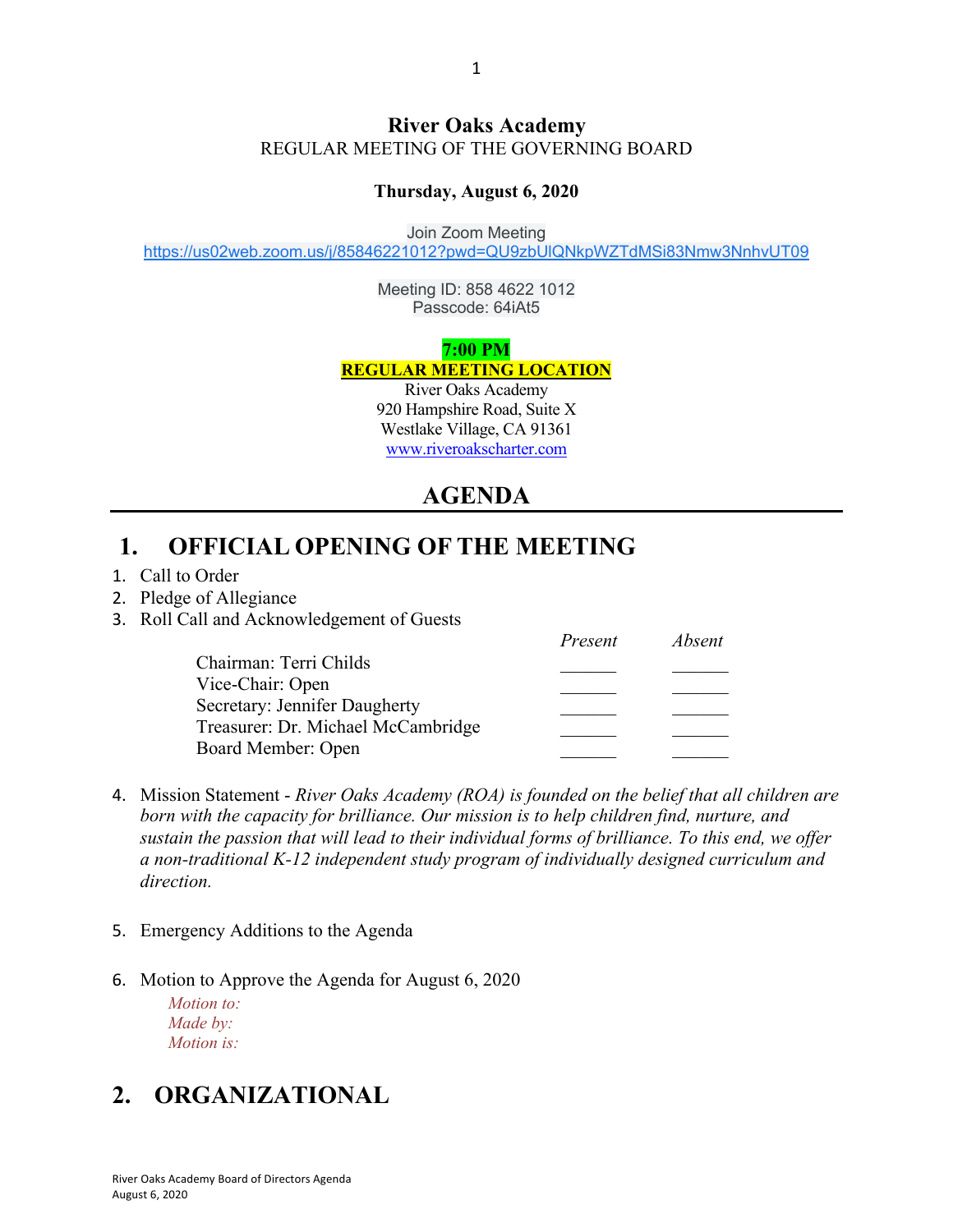# River Oaks Academy

REGULAR MEETING OF THE GOVERNING BOARD

**Thursday, August 6, 2020**

Join Zoom Meeting
https://us02web.zoom.us/j/85846221012?pwd=QU9zbUlQNkpWZTdMSi83Nmw3NnhvUT09

Meeting ID: 858 4622 1012
Passcode: 64iAt5

**7:00 PM**
**REGULAR MEETING LOCATION**
River Oaks Academy
920 Hampshire Road, Suite X
Westlake Village, CA 91361
www.riveroakscharter.com

## AGENDA

## 1. OFFICIAL OPENING OF THE MEETING

1. Call to Order
2. Pledge of Allegiance
3. Roll Call and Acknowledgement of Guests

| | *Present* | *Absent* |
|---|---|---|
| Chairman: Terri Childs | ______ | ______ |
| Vice-Chair: Open | ______ | ______ |
| Secretary: Jennifer Daugherty | ______ | ______ |
| Treasurer: Dr. Michael McCambridge | ______ | ______ |
| Board Member: Open | ______ | ______ |

4. Mission Statement - *River Oaks Academy (ROA) is founded on the belief that all children are born with the capacity for brilliance. Our mission is to help children find, nurture, and sustain the passion that will lead to their individual forms of brilliance. To this end, we offer a non-traditional K-12 independent study program of individually designed curriculum and direction.*

5. Emergency Additions to the Agenda

6. Motion to Approve the Agenda for August 6, 2020

   *Motion to:*
   *Made by:*
   *Motion is:*

## 2. ORGANIZATIONAL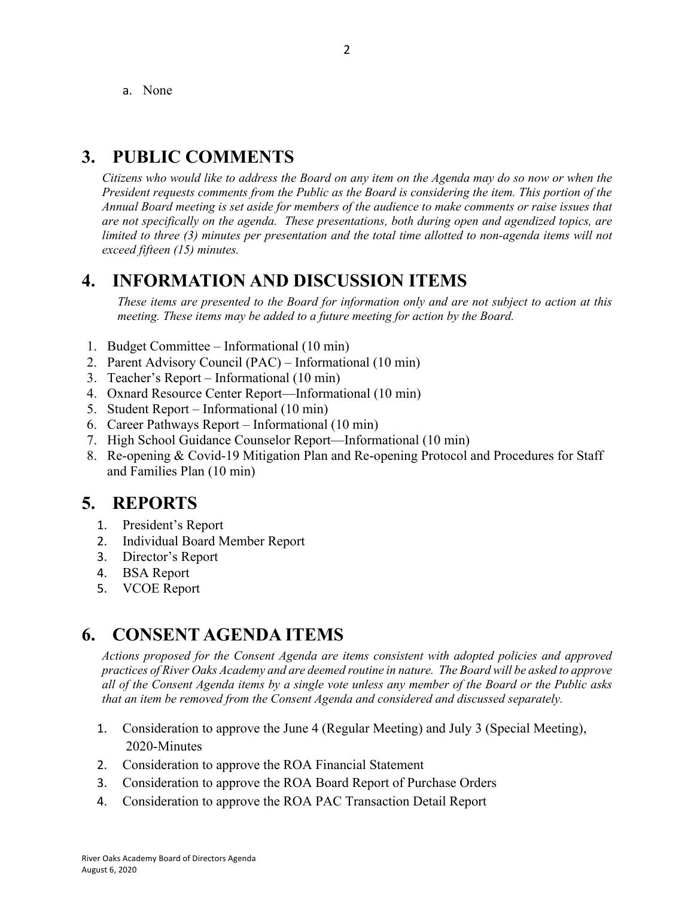a. None

## 3. PUBLIC COMMENTS

*Citizens who would like to address the Board on any item on the Agenda may do so now or when the President requests comments from the Public as the Board is considering the item. This portion of the Annual Board meeting is set aside for members of the audience to make comments or raise issues that are not specifically on the agenda. These presentations, both during open and agendized topics, are limited to three (3) minutes per presentation and the total time allotted to non-agenda items will not exceed fifteen (15) minutes.*

## 4. INFORMATION AND DISCUSSION ITEMS

*These items are presented to the Board for information only and are not subject to action at this meeting. These items may be added to a future meeting for action by the Board.*

1. Budget Committee – Informational (10 min)
2. Parent Advisory Council (PAC) – Informational (10 min)
3. Teacher's Report – Informational (10 min)
4. Oxnard Resource Center Report—Informational (10 min)
5. Student Report – Informational (10 min)
6. Career Pathways Report – Informational (10 min)
7. High School Guidance Counselor Report—Informational (10 min)
8. Re-opening & Covid-19 Mitigation Plan and Re-opening Protocol and Procedures for Staff and Families Plan (10 min)

## 5. REPORTS

1. President's Report
2. Individual Board Member Report
3. Director's Report
4. BSA Report
5. VCOE Report

## 6. CONSENT AGENDA ITEMS

*Actions proposed for the Consent Agenda are items consistent with adopted policies and approved practices of River Oaks Academy and are deemed routine in nature. The Board will be asked to approve all of the Consent Agenda items by a single vote unless any member of the Board or the Public asks that an item be removed from the Consent Agenda and considered and discussed separately.*

1. Consideration to approve the June 4 (Regular Meeting) and July 3 (Special Meeting), 2020-Minutes
2. Consideration to approve the ROA Financial Statement
3. Consideration to approve the ROA Board Report of Purchase Orders
4. Consideration to approve the ROA PAC Transaction Detail Report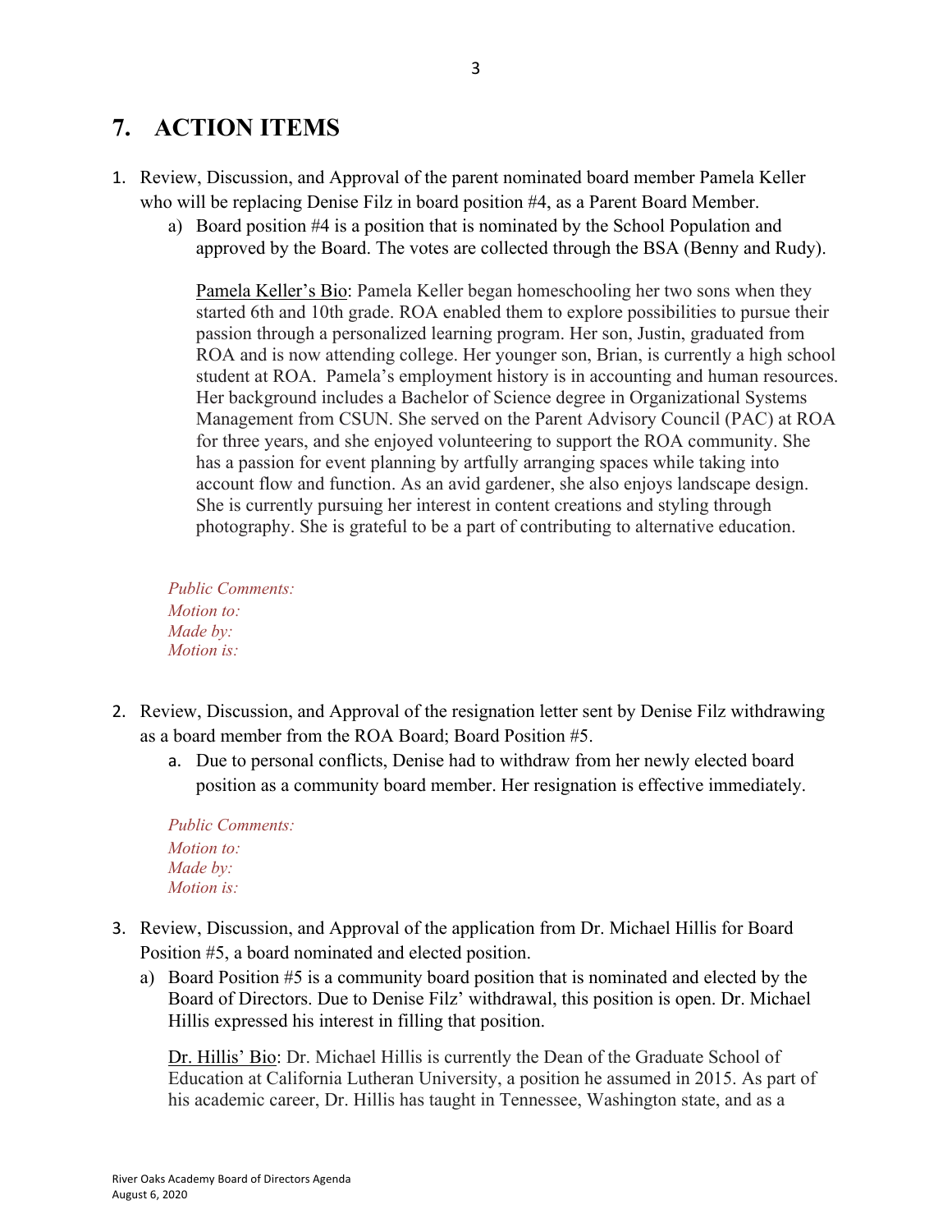## 7. ACTION ITEMS

1. Review, Discussion, and Approval of the parent nominated board member Pamela Keller who will be replacing Denise Filz in board position #4, as a Parent Board Member.
   a) Board position #4 is a position that is nominated by the School Population and approved by the Board. The votes are collected through the BSA (Benny and Rudy).

      Pamela Keller's Bio: Pamela Keller began homeschooling her two sons when they started 6th and 10th grade. ROA enabled them to explore possibilities to pursue their passion through a personalized learning program. Her son, Justin, graduated from ROA and is now attending college. Her younger son, Brian, is currently a high school student at ROA. Pamela's employment history is in accounting and human resources. Her background includes a Bachelor of Science degree in Organizational Systems Management from CSUN. She served on the Parent Advisory Council (PAC) at ROA for three years, and she enjoyed volunteering to support the ROA community. She has a passion for event planning by artfully arranging spaces while taking into account flow and function. As an avid gardener, she also enjoys landscape design. She is currently pursuing her interest in content creations and styling through photography. She is grateful to be a part of contributing to alternative education.

   *Public Comments:*
   *Motion to:*
   *Made by:*
   *Motion is:*

2. Review, Discussion, and Approval of the resignation letter sent by Denise Filz withdrawing as a board member from the ROA Board; Board Position #5.
   a. Due to personal conflicts, Denise had to withdraw from her newly elected board position as a community board member. Her resignation is effective immediately.

   *Public Comments:*
   *Motion to:*
   *Made by:*
   *Motion is:*

3. Review, Discussion, and Approval of the application from Dr. Michael Hillis for Board Position #5, a board nominated and elected position.
   a) Board Position #5 is a community board position that is nominated and elected by the Board of Directors. Due to Denise Filz' withdrawal, this position is open. Dr. Michael Hillis expressed his interest in filling that position.

      Dr. Hillis' Bio: Dr. Michael Hillis is currently the Dean of the Graduate School of Education at California Lutheran University, a position he assumed in 2015. As part of his academic career, Dr. Hillis has taught in Tennessee, Washington state, and as a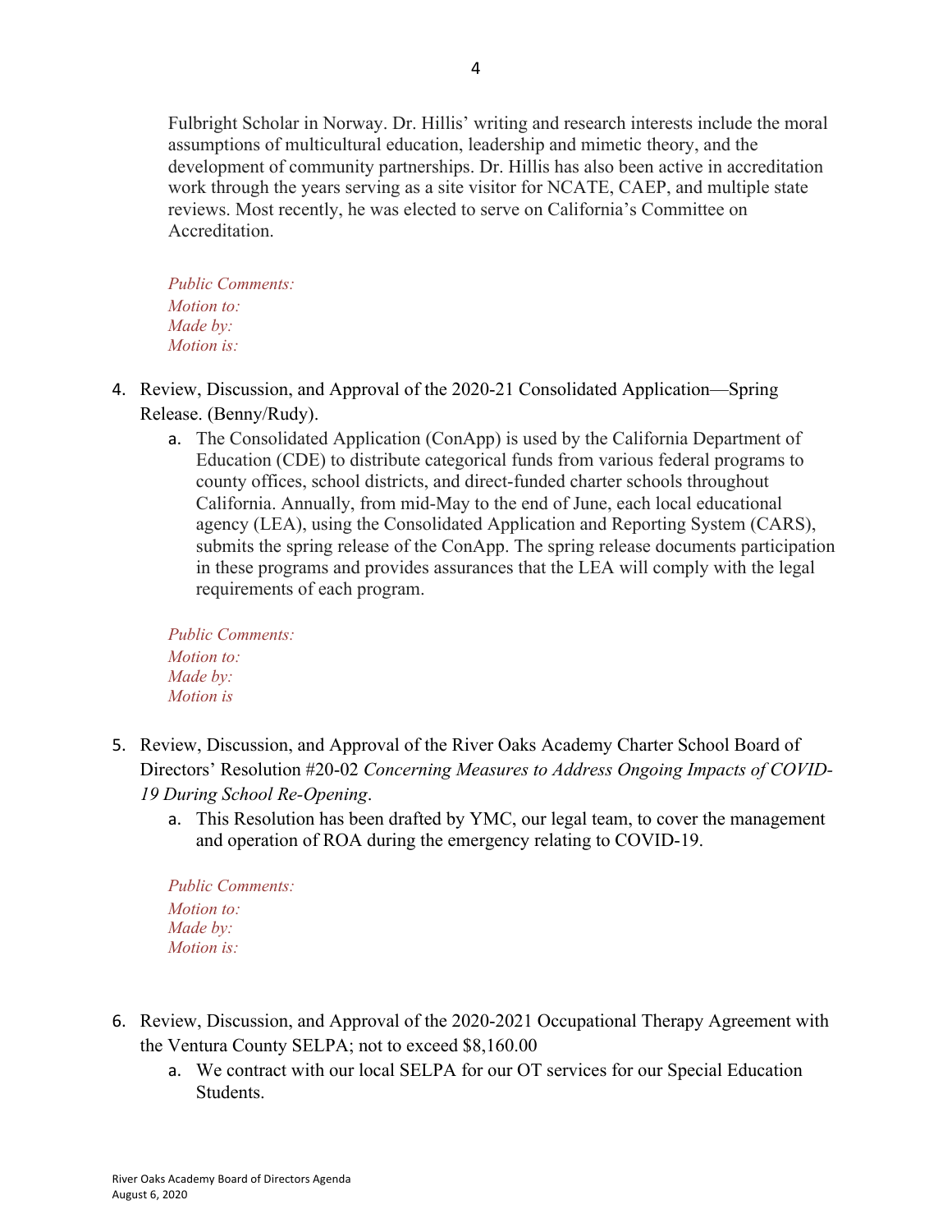Fulbright Scholar in Norway. Dr. Hillis' writing and research interests include the moral assumptions of multicultural education, leadership and mimetic theory, and the development of community partnerships. Dr. Hillis has also been active in accreditation work through the years serving as a site visitor for NCATE, CAEP, and multiple state reviews. Most recently, he was elected to serve on California's Committee on Accreditation.

*Public Comments:*
*Motion to:*
*Made by:*
*Motion is:*

4. Review, Discussion, and Approval of the 2020-21 Consolidated Application—Spring Release. (Benny/Rudy).
    a. The Consolidated Application (ConApp) is used by the California Department of Education (CDE) to distribute categorical funds from various federal programs to county offices, school districts, and direct-funded charter schools throughout California. Annually, from mid-May to the end of June, each local educational agency (LEA), using the Consolidated Application and Reporting System (CARS), submits the spring release of the ConApp. The spring release documents participation in these programs and provides assurances that the LEA will comply with the legal requirements of each program.

*Public Comments:*
*Motion to:*
*Made by:*
*Motion is*

5. Review, Discussion, and Approval of the River Oaks Academy Charter School Board of Directors' Resolution #20-02 *Concerning Measures to Address Ongoing Impacts of COVID-19 During School Re-Opening*.
    a. This Resolution has been drafted by YMC, our legal team, to cover the management and operation of ROA during the emergency relating to COVID-19.

*Public Comments:*
*Motion to:*
*Made by:*
*Motion is:*

6. Review, Discussion, and Approval of the 2020-2021 Occupational Therapy Agreement with the Ventura County SELPA; not to exceed $8,160.00
    a. We contract with our local SELPA for our OT services for our Special Education Students.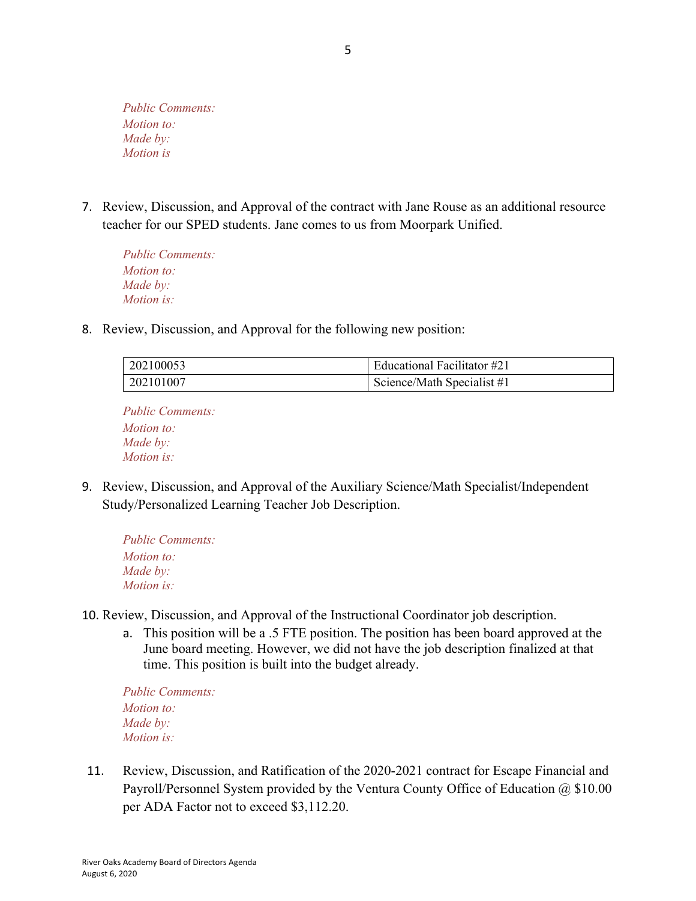*Public Comments:*
*Motion to:*
*Made by:*
*Motion is*

7. Review, Discussion, and Approval of the contract with Jane Rouse as an additional resource teacher for our SPED students. Jane comes to us from Moorpark Unified.

   *Public Comments:*
   *Motion to:*
   *Made by:*
   *Motion is:*

8. Review, Discussion, and Approval for the following new position:

| 202100053 | Educational Facilitator #21 |
|---|---|
| 202101007 | Science/Math Specialist #1 |

   *Public Comments:*
   *Motion to:*
   *Made by:*
   *Motion is:*

9. Review, Discussion, and Approval of the Auxiliary Science/Math Specialist/Independent Study/Personalized Learning Teacher Job Description.

   *Public Comments:*
   *Motion to:*
   *Made by:*
   *Motion is:*

10. Review, Discussion, and Approval of the Instructional Coordinator job description.
    a. This position will be a .5 FTE position. The position has been board approved at the June board meeting. However, we did not have the job description finalized at that time. This position is built into the budget already.

   *Public Comments:*
   *Motion to:*
   *Made by:*
   *Motion is:*

11. Review, Discussion, and Ratification of the 2020-2021 contract for Escape Financial and Payroll/Personnel System provided by the Ventura County Office of Education @ $10.00 per ADA Factor not to exceed $3,112.20.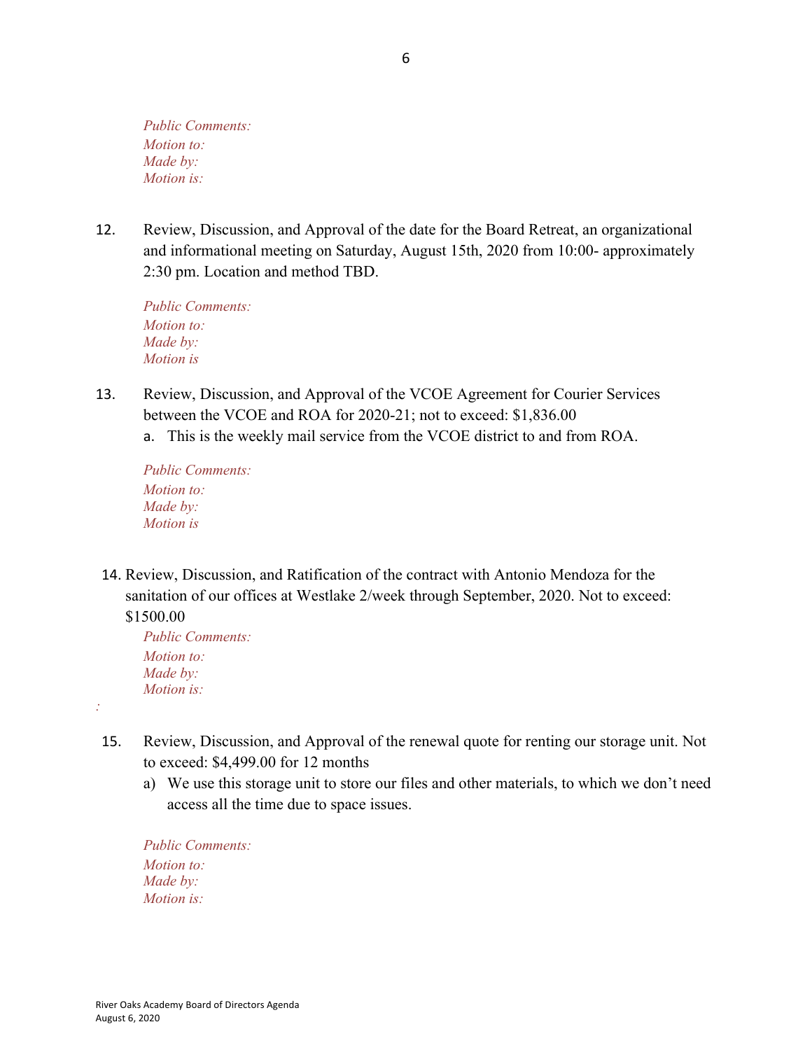*Public Comments:*
*Motion to:*
*Made by:*
*Motion is:*

12. Review, Discussion, and Approval of the date for the Board Retreat, an organizational and informational meeting on Saturday, August 15th, 2020 from 10:00- approximately 2:30 pm. Location and method TBD.

    *Public Comments:*
    *Motion to:*
    *Made by:*
    *Motion is*

13. Review, Discussion, and Approval of the VCOE Agreement for Courier Services between the VCOE and ROA for 2020-21; not to exceed: $1,836.00
    a. This is the weekly mail service from the VCOE district to and from ROA.

    *Public Comments:*
    *Motion to:*
    *Made by:*
    *Motion is*

14. Review, Discussion, and Ratification of the contract with Antonio Mendoza for the sanitation of our offices at Westlake 2/week through September, 2020. Not to exceed: $1500.00

    *Public Comments:*
    *Motion to:*
    *Made by:*
    *Motion is:*

*:*

15. Review, Discussion, and Approval of the renewal quote for renting our storage unit. Not to exceed: $4,499.00 for 12 months
    a) We use this storage unit to store our files and other materials, to which we don't need access all the time due to space issues.

    *Public Comments:*
    *Motion to:*
    *Made by:*
    *Motion is:*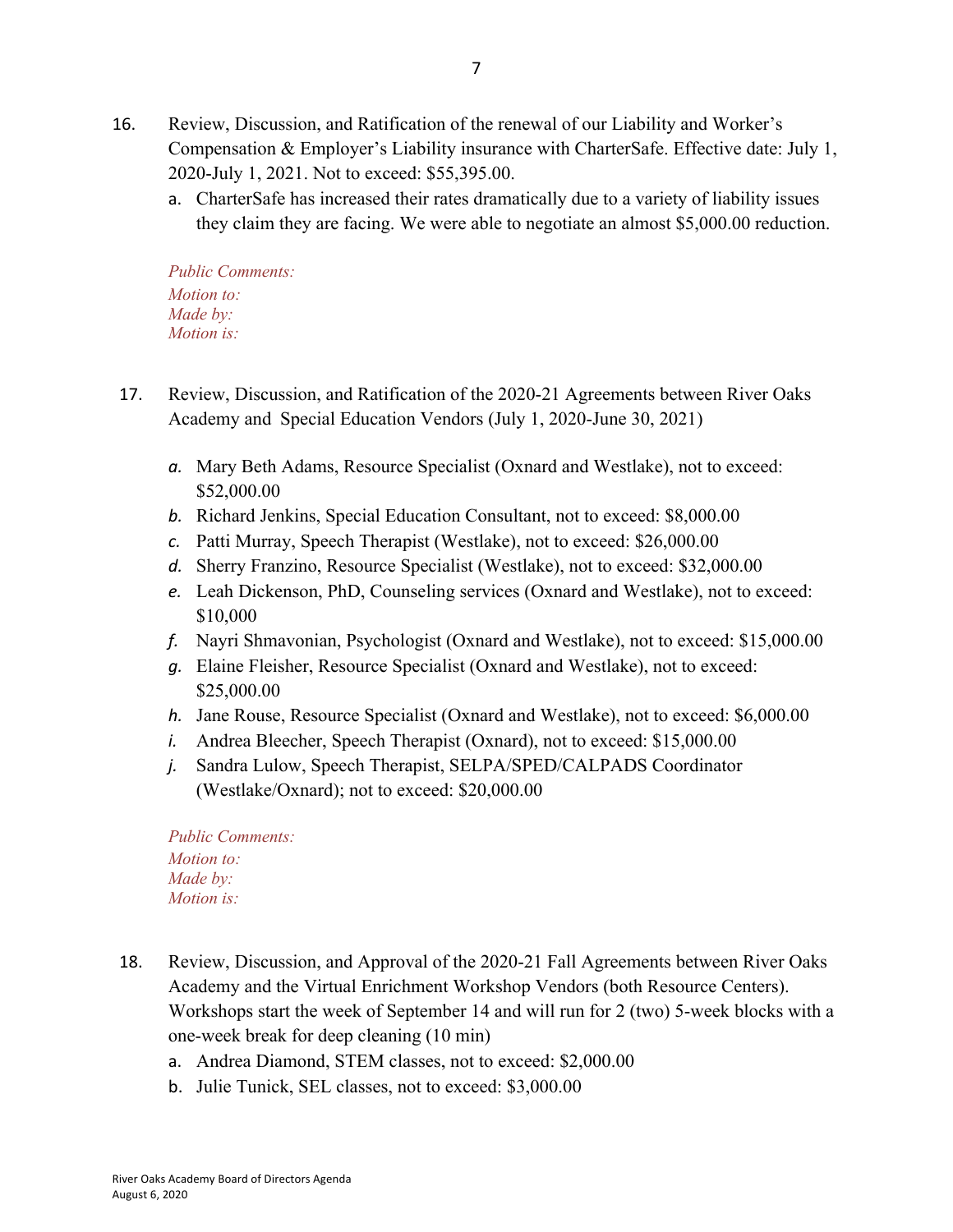16. Review, Discussion, and Ratification of the renewal of our Liability and Worker's Compensation & Employer's Liability insurance with CharterSafe. Effective date: July 1, 2020-July 1, 2021. Not to exceed: $55,395.00.
    a. CharterSafe has increased their rates dramatically due to a variety of liability issues they claim they are facing. We were able to negotiate an almost $5,000.00 reduction.

*Public Comments:*
*Motion to:*
*Made by:*
*Motion is:*

17. Review, Discussion, and Ratification of the 2020-21 Agreements between River Oaks Academy and Special Education Vendors (July 1, 2020-June 30, 2021)

    a. Mary Beth Adams, Resource Specialist (Oxnard and Westlake), not to exceed: $52,000.00
    b. Richard Jenkins, Special Education Consultant, not to exceed: $8,000.00
    c. Patti Murray, Speech Therapist (Westlake), not to exceed: $26,000.00
    d. Sherry Franzino, Resource Specialist (Westlake), not to exceed: $32,000.00
    e. Leah Dickenson, PhD, Counseling services (Oxnard and Westlake), not to exceed: $10,000
    f. Nayri Shmavonian, Psychologist (Oxnard and Westlake), not to exceed: $15,000.00
    g. Elaine Fleisher, Resource Specialist (Oxnard and Westlake), not to exceed: $25,000.00
    h. Jane Rouse, Resource Specialist (Oxnard and Westlake), not to exceed: $6,000.00
    i. Andrea Bleecher, Speech Therapist (Oxnard), not to exceed: $15,000.00
    j. Sandra Lulow, Speech Therapist, SELPA/SPED/CALPADS Coordinator (Westlake/Oxnard); not to exceed: $20,000.00

*Public Comments:*
*Motion to:*
*Made by:*
*Motion is:*

18. Review, Discussion, and Approval of the 2020-21 Fall Agreements between River Oaks Academy and the Virtual Enrichment Workshop Vendors (both Resource Centers). Workshops start the week of September 14 and will run for 2 (two) 5-week blocks with a one-week break for deep cleaning (10 min)
    a. Andrea Diamond, STEM classes, not to exceed: $2,000.00
    b. Julie Tunick, SEL classes, not to exceed: $3,000.00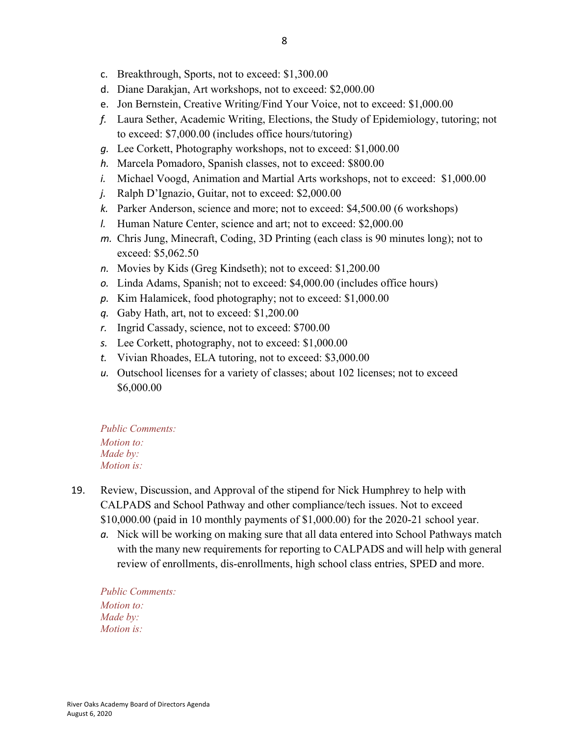c. Breakthrough, Sports, not to exceed: $1,300.00
d. Diane Darakjan, Art workshops, not to exceed: $2,000.00
e. Jon Bernstein, Creative Writing/Find Your Voice, not to exceed: $1,000.00
f. Laura Sether, Academic Writing, Elections, the Study of Epidemiology, tutoring; not to exceed: $7,000.00 (includes office hours/tutoring)
g. Lee Corkett, Photography workshops, not to exceed: $1,000.00
h. Marcela Pomadoro, Spanish classes, not to exceed: $800.00
i. Michael Voogd, Animation and Martial Arts workshops, not to exceed: $1,000.00
j. Ralph D'Ignazio, Guitar, not to exceed: $2,000.00
k. Parker Anderson, science and more; not to exceed: $4,500.00 (6 workshops)
l. Human Nature Center, science and art; not to exceed: $2,000.00
m. Chris Jung, Minecraft, Coding, 3D Printing (each class is 90 minutes long); not to exceed: $5,062.50
n. Movies by Kids (Greg Kindseth); not to exceed: $1,200.00
o. Linda Adams, Spanish; not to exceed: $4,000.00 (includes office hours)
p. Kim Halamicek, food photography; not to exceed: $1,000.00
q. Gaby Hath, art, not to exceed: $1,200.00
r. Ingrid Cassady, science, not to exceed: $700.00
s. Lee Corkett, photography, not to exceed: $1,000.00
t. Vivian Rhoades, ELA tutoring, not to exceed: $3,000.00
u. Outschool licenses for a variety of classes; about 102 licenses; not to exceed $6,000.00

*Public Comments:*
*Motion to:*
*Made by:*
*Motion is:*

19. Review, Discussion, and Approval of the stipend for Nick Humphrey to help with CALPADS and School Pathway and other compliance/tech issues. Not to exceed $10,000.00 (paid in 10 monthly payments of $1,000.00) for the 2020-21 school year.
    a. Nick will be working on making sure that all data entered into School Pathways match with the many new requirements for reporting to CALPADS and will help with general review of enrollments, dis-enrollments, high school class entries, SPED and more.

*Public Comments:*
*Motion to:*
*Made by:*
*Motion is:*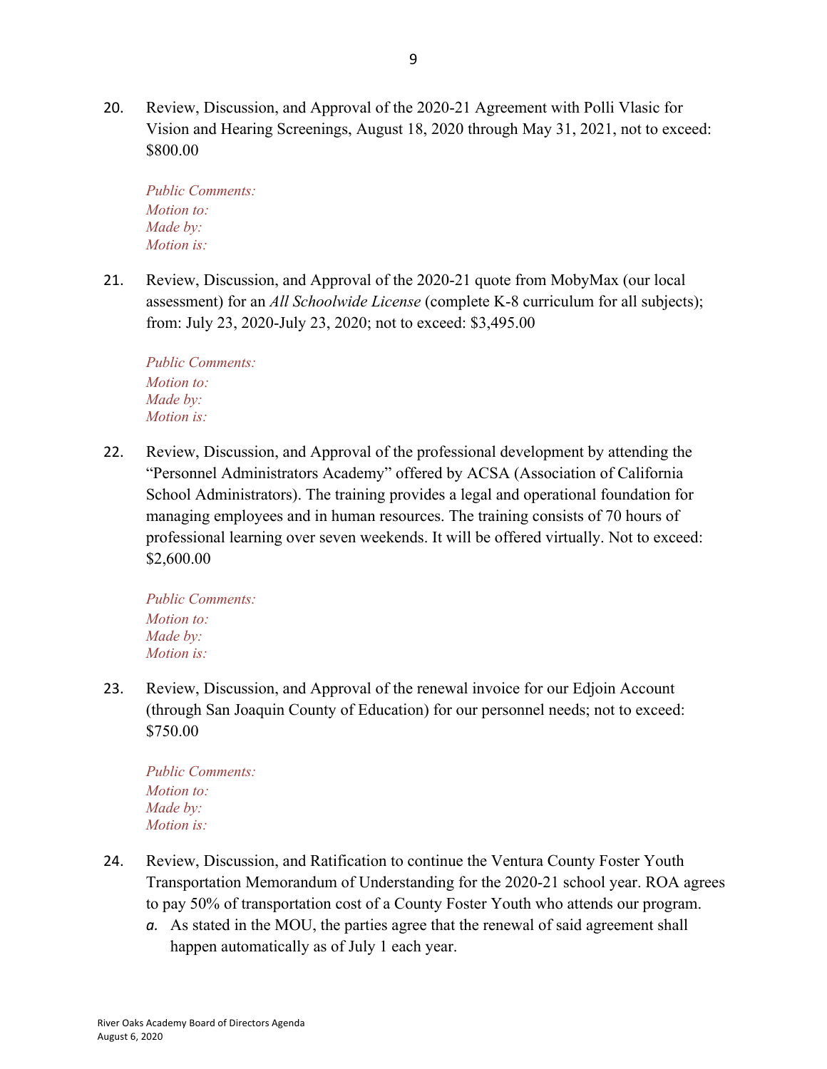20. Review, Discussion, and Approval of the 2020-21 Agreement with Polli Vlasic for Vision and Hearing Screenings, August 18, 2020 through May 31, 2021, not to exceed: $800.00

    *Public Comments:*
    *Motion to:*
    *Made by:*
    *Motion is:*

21. Review, Discussion, and Approval of the 2020-21 quote from MobyMax (our local assessment) for an *All Schoolwide License* (complete K-8 curriculum for all subjects); from: July 23, 2020-July 23, 2020; not to exceed: $3,495.00

    *Public Comments:*
    *Motion to:*
    *Made by:*
    *Motion is:*

22. Review, Discussion, and Approval of the professional development by attending the "Personnel Administrators Academy" offered by ACSA (Association of California School Administrators). The training provides a legal and operational foundation for managing employees and in human resources. The training consists of 70 hours of professional learning over seven weekends. It will be offered virtually. Not to exceed: $2,600.00

    *Public Comments:*
    *Motion to:*
    *Made by:*
    *Motion is:*

23. Review, Discussion, and Approval of the renewal invoice for our Edjoin Account (through San Joaquin County of Education) for our personnel needs; not to exceed: $750.00

    *Public Comments:*
    *Motion to:*
    *Made by:*
    *Motion is:*

24. Review, Discussion, and Ratification to continue the Ventura County Foster Youth Transportation Memorandum of Understanding for the 2020-21 school year. ROA agrees to pay 50% of transportation cost of a County Foster Youth who attends our program.
    a. As stated in the MOU, the parties agree that the renewal of said agreement shall happen automatically as of July 1 each year.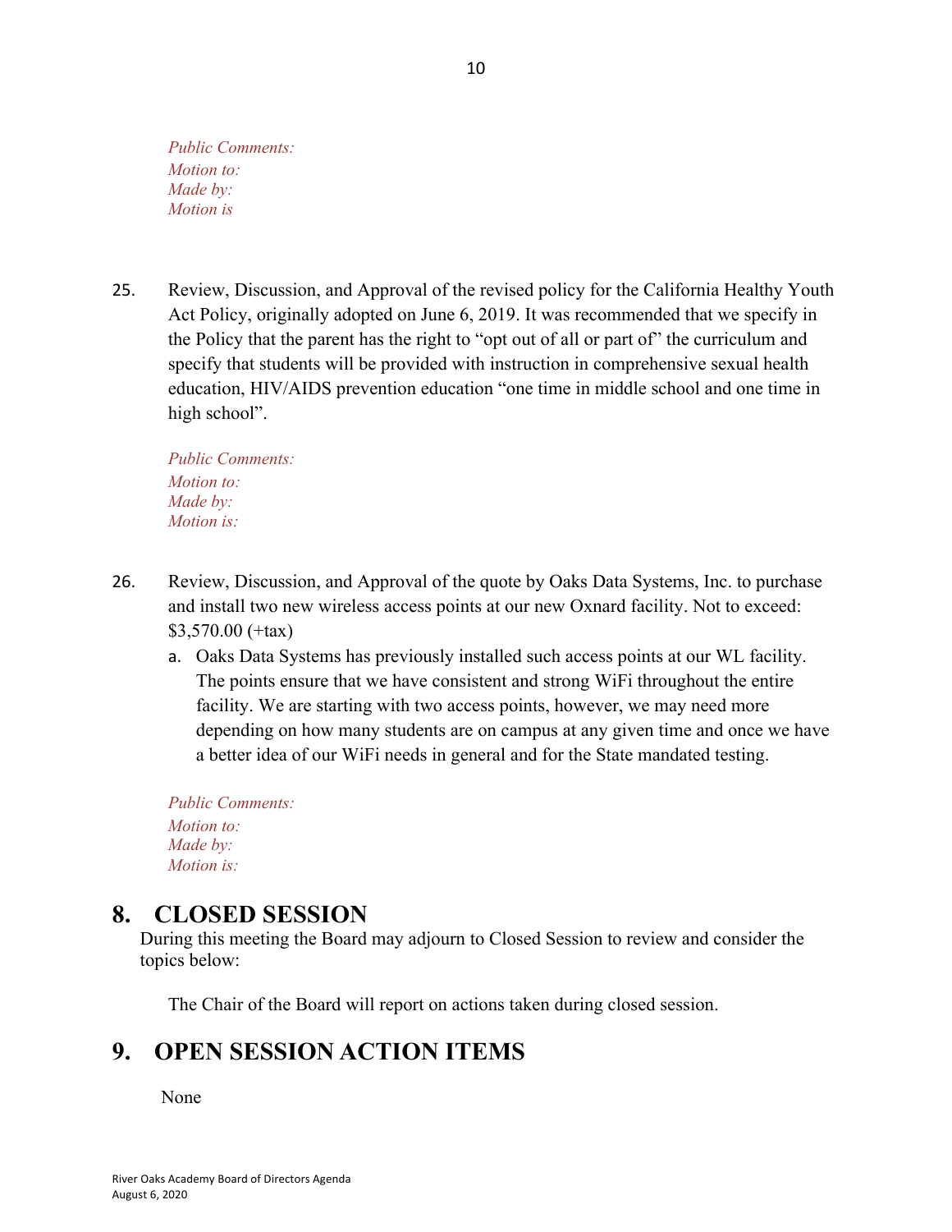*Public Comments:*
*Motion to:*
*Made by:*
*Motion is*

25. Review, Discussion, and Approval of the revised policy for the California Healthy Youth Act Policy, originally adopted on June 6, 2019. It was recommended that we specify in the Policy that the parent has the right to "opt out of all or part of" the curriculum and specify that students will be provided with instruction in comprehensive sexual health education, HIV/AIDS prevention education "one time in middle school and one time in high school".

   *Public Comments:*
   *Motion to:*
   *Made by:*
   *Motion is:*

26. Review, Discussion, and Approval of the quote by Oaks Data Systems, Inc. to purchase and install two new wireless access points at our new Oxnard facility. Not to exceed: $3,570.00 (+tax)
   a. Oaks Data Systems has previously installed such access points at our WL facility. The points ensure that we have consistent and strong WiFi throughout the entire facility. We are starting with two access points, however, we may need more depending on how many students are on campus at any given time and once we have a better idea of our WiFi needs in general and for the State mandated testing.

   *Public Comments:*
   *Motion to:*
   *Made by:*
   *Motion is:*

# 8. CLOSED SESSION

During this meeting the Board may adjourn to Closed Session to review and consider the topics below:

The Chair of the Board will report on actions taken during closed session.

# 9. OPEN SESSION ACTION ITEMS

None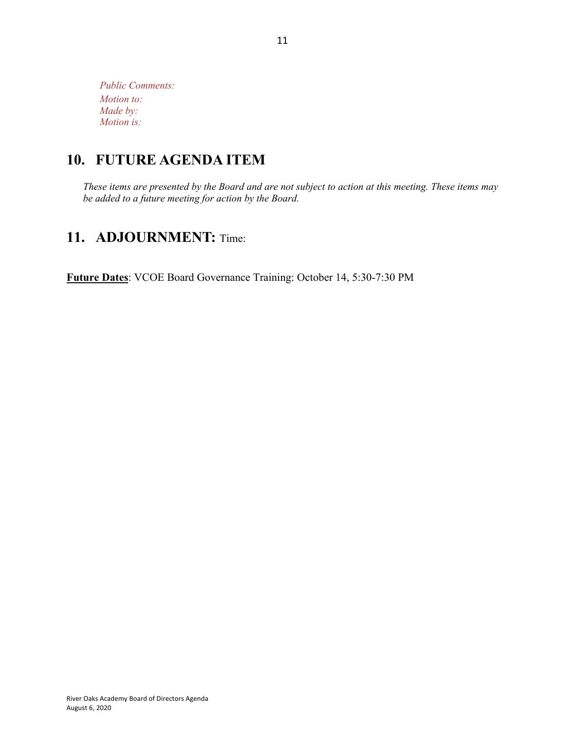*Public Comments:*
*Motion to:*
*Made by:*
*Motion is:*

## 10. FUTURE AGENDA ITEM

*These items are presented by the Board and are not subject to action at this meeting. These items may be added to a future meeting for action by the Board.*

## 11. ADJOURNMENT: Time:

**Future Dates**: VCOE Board Governance Training: October 14, 5:30-7:30 PM